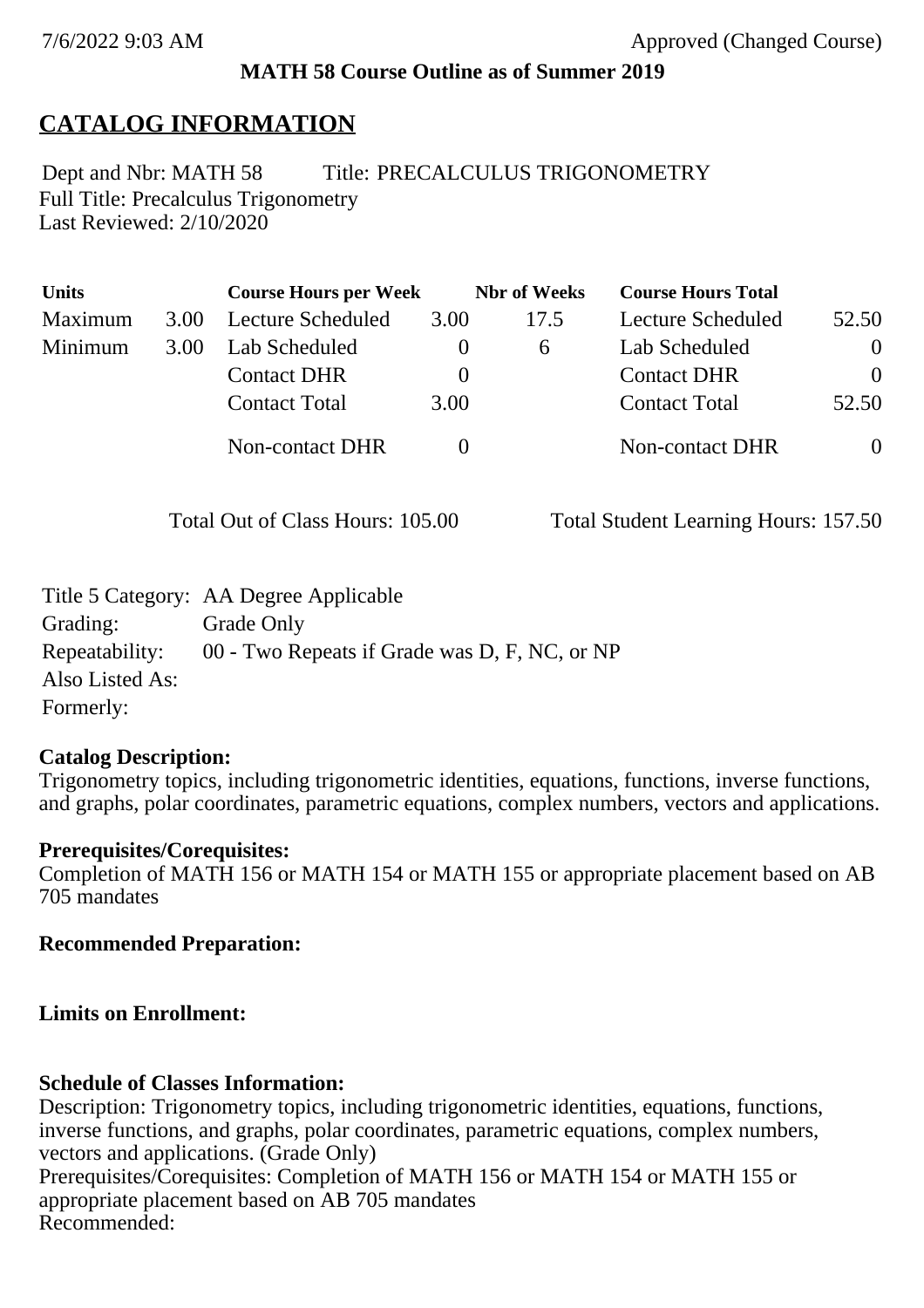7/6/2022 9:03 AM Approved (Changed Course)

**MATH 58 Course Outline as of Summer 2019**

# CATALOG INFORMATION

Dept and Nbr: MATH 58 Title: PRECALCULUS TRIGONOMETRY
Full Title: Precalculus Trigonometry
Last Reviewed: 2/10/2020

| Units | | Course Hours per Week | | Nbr of Weeks | Course Hours Total | |
|---|---|---|---|---|---|---|
| Maximum | 3.00 | Lecture Scheduled | 3.00 | 17.5 | Lecture Scheduled | 52.50 |
| Minimum | 3.00 | Lab Scheduled | 0 | 6 | Lab Scheduled | 0 |
| | | Contact DHR | 0 | | Contact DHR | 0 |
| | | Contact Total | 3.00 | | Contact Total | 52.50 |
| | | Non-contact DHR | 0 | | Non-contact DHR | 0 |

Total Out of Class Hours: 105.00 Total Student Learning Hours: 157.50

Title 5 Category: AA Degree Applicable
Grading: Grade Only
Repeatability: 00 - Two Repeats if Grade was D, F, NC, or NP
Also Listed As:
Formerly:

**Catalog Description:**
Trigonometry topics, including trigonometric identities, equations, functions, inverse functions, and graphs, polar coordinates, parametric equations, complex numbers, vectors and applications.

**Prerequisites/Corequisites:**
Completion of MATH 156 or MATH 154 or MATH 155 or appropriate placement based on AB 705 mandates

**Recommended Preparation:**

**Limits on Enrollment:**

**Schedule of Classes Information:**
Description: Trigonometry topics, including trigonometric identities, equations, functions, inverse functions, and graphs, polar coordinates, parametric equations, complex numbers, vectors and applications. (Grade Only)
Prerequisites/Corequisites: Completion of MATH 156 or MATH 154 or MATH 155 or appropriate placement based on AB 705 mandates
Recommended: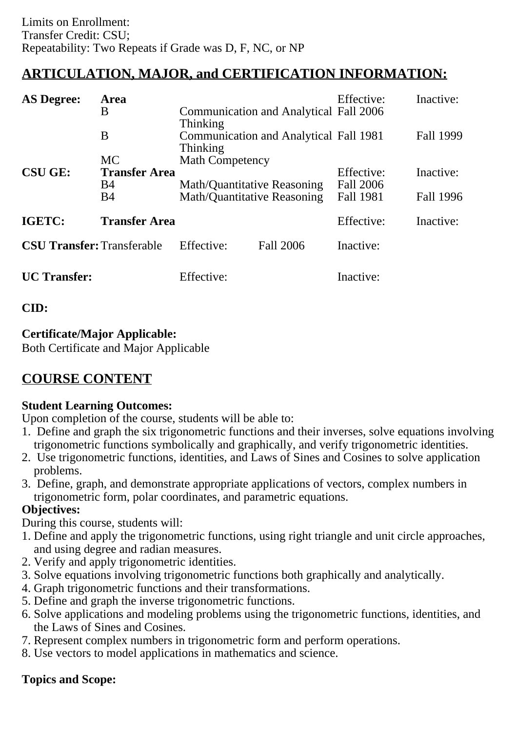Limits on Enrollment:
Transfer Credit: CSU;
Repeatability: Two Repeats if Grade was D, F, NC, or NP

## ARTICULATION, MAJOR, and CERTIFICATION INFORMATION:

| **AS Degree:** | **Area** | | Effective: | Inactive: |
|---|---|---|---|---|
| | B | Communication and Analytical Thinking | Fall 2006 | |
| | B | Communication and Analytical Thinking | Fall 1981 | Fall 1999 |
| | MC | Math Competency | | |
| **CSU GE:** | **Transfer Area** | | Effective: | Inactive: |
| | B4 | Math/Quantitative Reasoning | Fall 2006 | |
| | B4 | Math/Quantitative Reasoning | Fall 1981 | Fall 1996 |
| **IGETC:** | **Transfer Area** | | Effective: | Inactive: |

**CSU Transfer:** Transferable Effective: Fall 2006 Inactive:

**UC Transfer:** Effective: Inactive:

**CID:**

**Certificate/Major Applicable:**
Both Certificate and Major Applicable

## COURSE CONTENT

**Student Learning Outcomes:**
Upon completion of the course, students will be able to:
1. Define and graph the six trigonometric functions and their inverses, solve equations involving trigonometric functions symbolically and graphically, and verify trigonometric identities.
2. Use trigonometric functions, identities, and Laws of Sines and Cosines to solve application problems.
3. Define, graph, and demonstrate appropriate applications of vectors, complex numbers in trigonometric form, polar coordinates, and parametric equations.

**Objectives:**
During this course, students will:
1. Define and apply the trigonometric functions, using right triangle and unit circle approaches, and using degree and radian measures.
2. Verify and apply trigonometric identities.
3. Solve equations involving trigonometric functions both graphically and analytically.
4. Graph trigonometric functions and their transformations.
5. Define and graph the inverse trigonometric functions.
6. Solve applications and modeling problems using the trigonometric functions, identities, and the Laws of Sines and Cosines.
7. Represent complex numbers in trigonometric form and perform operations.
8. Use vectors to model applications in mathematics and science.

**Topics and Scope:**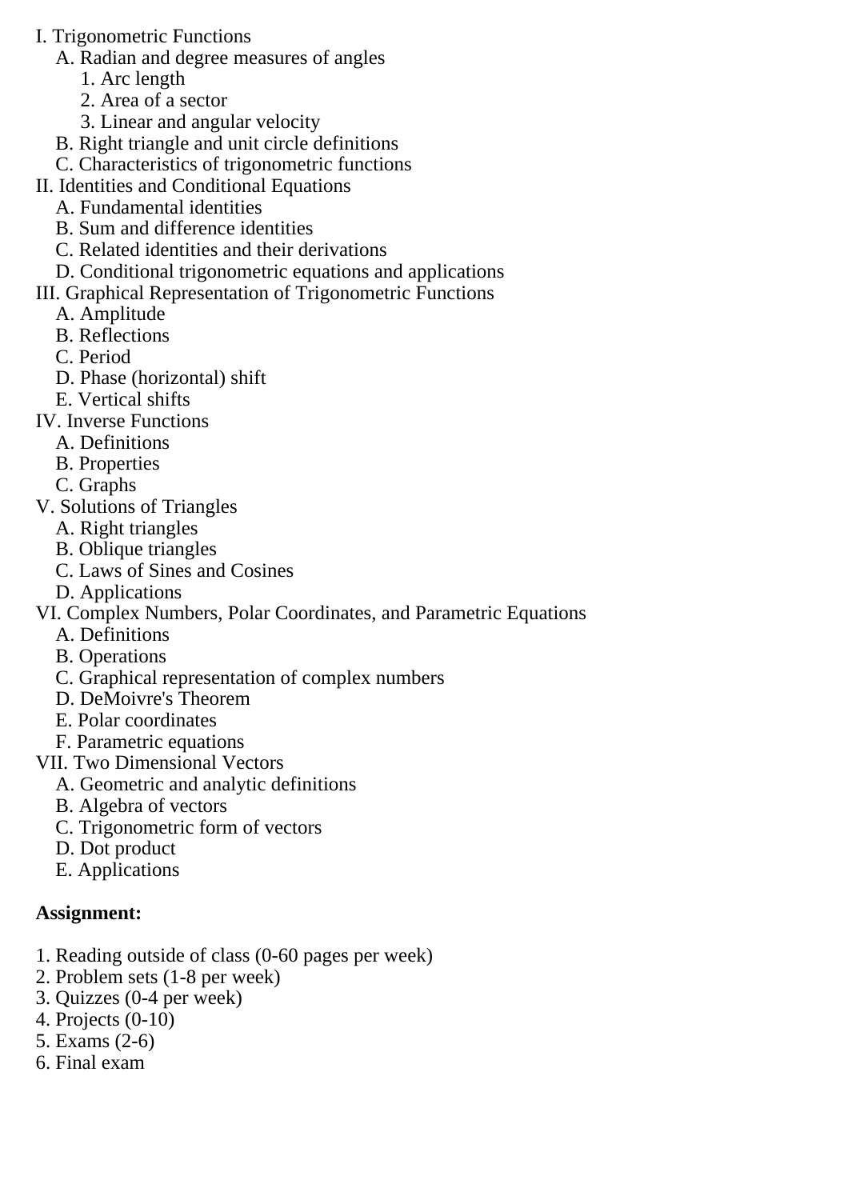I. Trigonometric Functions
   A. Radian and degree measures of angles
      1. Arc length
      2. Area of a sector
      3. Linear and angular velocity
   B. Right triangle and unit circle definitions
   C. Characteristics of trigonometric functions
II. Identities and Conditional Equations
   A. Fundamental identities
   B. Sum and difference identities
   C. Related identities and their derivations
   D. Conditional trigonometric equations and applications
III. Graphical Representation of Trigonometric Functions
   A. Amplitude
   B. Reflections
   C. Period
   D. Phase (horizontal) shift
   E. Vertical shifts
IV. Inverse Functions
   A. Definitions
   B. Properties
   C. Graphs
V. Solutions of Triangles
   A. Right triangles
   B. Oblique triangles
   C. Laws of Sines and Cosines
   D. Applications
VI. Complex Numbers, Polar Coordinates, and Parametric Equations
   A. Definitions
   B. Operations
   C. Graphical representation of complex numbers
   D. DeMoivre's Theorem
   E. Polar coordinates
   F. Parametric equations
VII. Two Dimensional Vectors
   A. Geometric and analytic definitions
   B. Algebra of vectors
   C. Trigonometric form of vectors
   D. Dot product
   E. Applications

**Assignment:**

1. Reading outside of class (0-60 pages per week)
2. Problem sets (1-8 per week)
3. Quizzes (0-4 per week)
4. Projects (0-10)
5. Exams (2-6)
6. Final exam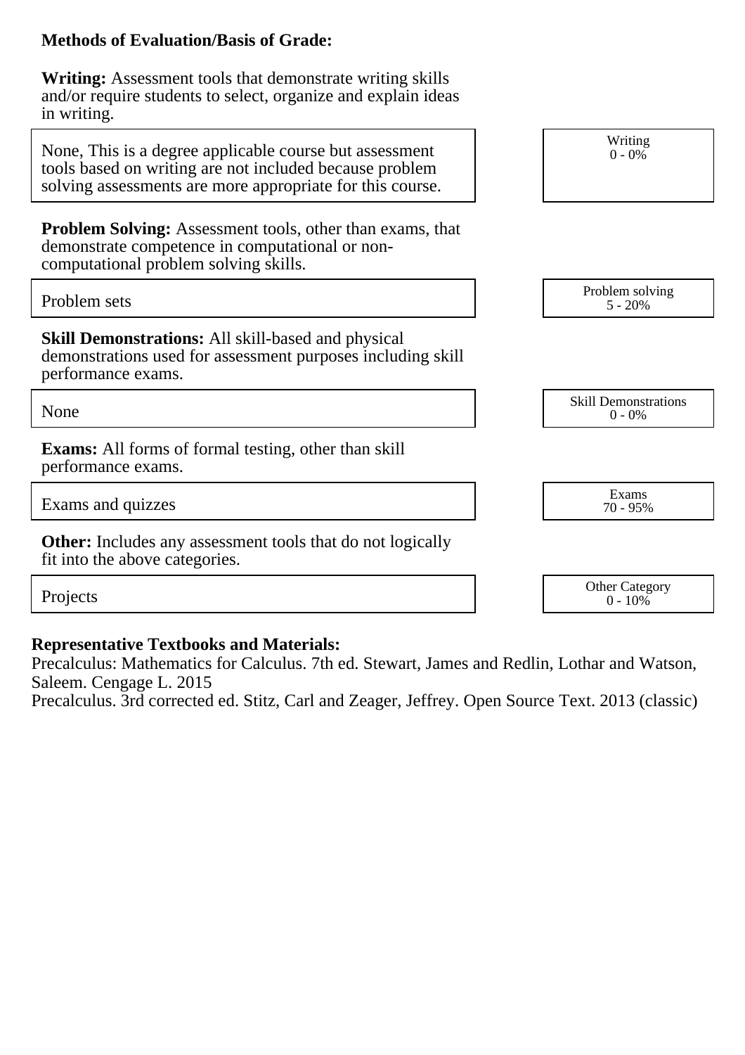**Methods of Evaluation/Basis of Grade:**

**Writing:** Assessment tools that demonstrate writing skills and/or require students to select, organize and explain ideas in writing.

| | |
|---|---|
| None, This is a degree applicable course but assessment tools based on writing are not included because problem solving assessments are more appropriate for this course. | Writing<br>0 - 0% |

**Problem Solving:** Assessment tools, other than exams, that demonstrate competence in computational or non-computational problem solving skills.

| | |
|---|---|
| Problem sets | Problem solving<br>5 - 20% |

**Skill Demonstrations:** All skill-based and physical demonstrations used for assessment purposes including skill performance exams.

| | |
|---|---|
| None | Skill Demonstrations<br>0 - 0% |

**Exams:** All forms of formal testing, other than skill performance exams.

| | |
|---|---|
| Exams and quizzes | Exams<br>70 - 95% |

**Other:** Includes any assessment tools that do not logically fit into the above categories.

| | |
|---|---|
| Projects | Other Category<br>0 - 10% |

**Representative Textbooks and Materials:**

Precalculus: Mathematics for Calculus. 7th ed. Stewart, James and Redlin, Lothar and Watson, Saleem. Cengage L. 2015

Precalculus. 3rd corrected ed. Stitz, Carl and Zeager, Jeffrey. Open Source Text. 2013 (classic)